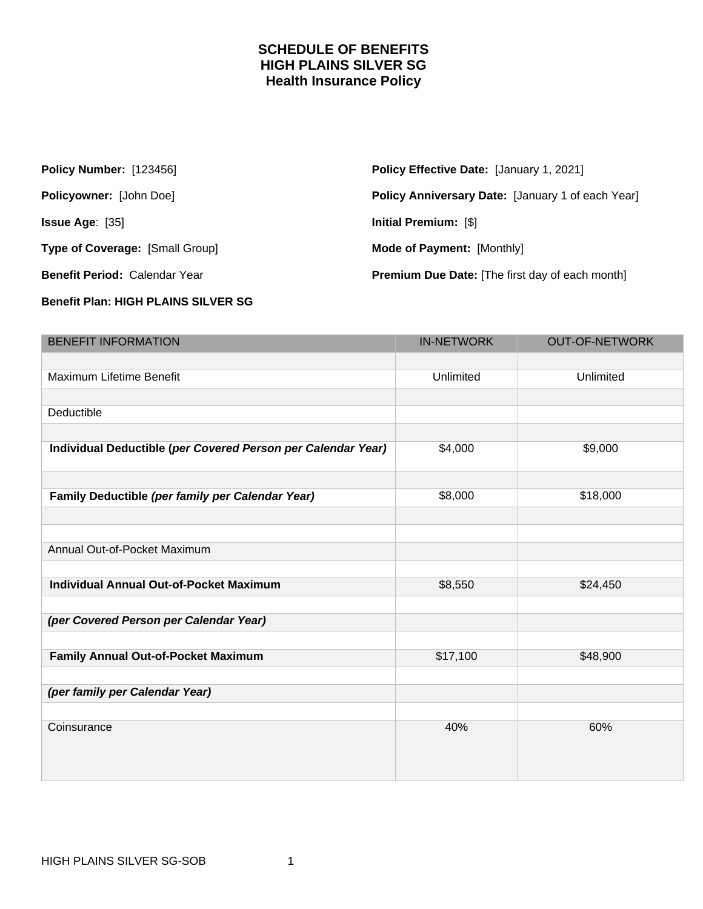# SCHEDULE OF BENEFITS
# HIGH PLAINS SILVER SG
# Health Insurance Policy

**Policy Number:** [123456]

**Policyowner:** [John Doe]

**Issue Age**: [35]

**Type of Coverage:** [Small Group]

**Benefit Period:** Calendar Year

**Benefit Plan: HIGH PLAINS SILVER SG**

**Policy Effective Date:** [January 1, 2021]

**Policy Anniversary Date:** [January 1 of each Year]

**Initial Premium:** [$]

**Mode of Payment:** [Monthly]

**Premium Due Date:** [The first day of each month]

| BENEFIT INFORMATION | IN-NETWORK | OUT-OF-NETWORK |
|---|---|---|
| Maximum Lifetime Benefit | Unlimited | Unlimited |
| Deductible | | |
| **Individual Deductible (*per Covered Person per Calendar Year)*** | $4,000 | $9,000 |
| **Family Deductible *(per family per Calendar Year)*** | $8,000 | $18,000 |
| Annual Out-of-Pocket Maximum | | |
| **Individual Annual Out-of-Pocket Maximum** | $8,550 | $24,450 |
| ***(per Covered Person per Calendar Year)*** | | |
| **Family Annual Out-of-Pocket Maximum** | $17,100 | $48,900 |
| ***(per family per Calendar Year)*** | | |
| Coinsurance | 40% | 60% |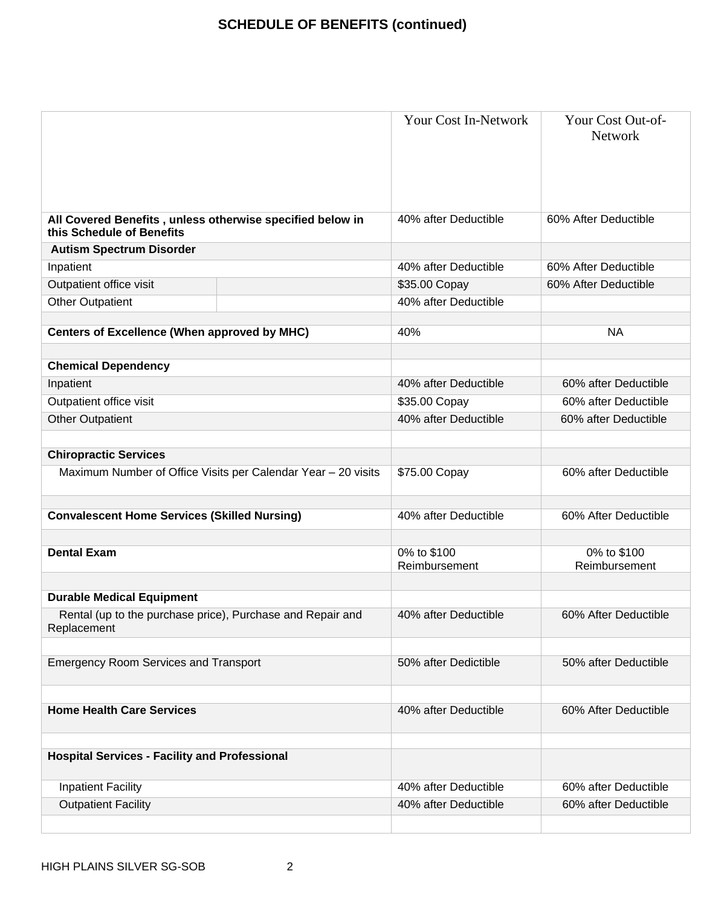## SCHEDULE OF BENEFITS (continued)

| | Your Cost In-Network | Your Cost Out-of-Network |
|---|---|---|
| **All Covered Benefits , unless otherwise specified below in this Schedule of Benefits** | 40% after Deductible | 60% After Deductible |
| **Autism Spectrum Disorder** | | |
| Inpatient | 40% after Deductible | 60% After Deductible |
| Outpatient office visit | $35.00 Copay | 60% After Deductible |
| Other Outpatient | 40% after Deductible | |
| | | |
| **Centers of Excellence (When approved by MHC)** | 40% | NA |
| | | |
| **Chemical Dependency** | | |
| Inpatient | 40% after Deductible | 60% after Deductible |
| Outpatient office visit | $35.00 Copay | 60% after Deductible |
| Other Outpatient | 40% after Deductible | 60% after Deductible |
| | | |
| **Chiropractic Services** | | |
| Maximum Number of Office Visits per Calendar Year – 20 visits | $75.00 Copay | 60% after Deductible |
| | | |
| **Convalescent Home Services (Skilled Nursing)** | 40% after Deductible | 60% After Deductible |
| | | |
| **Dental Exam** | 0% to $100 Reimbursement | 0% to $100 Reimbursement |
| | | |
| **Durable Medical Equipment** | | |
| Rental (up to the purchase price), Purchase and Repair and Replacement | 40% after Deductible | 60% After Deductible |
| | | |
| Emergency Room Services and Transport | 50% after Dedictible | 50% after Deductible |
| | | |
| **Home Health Care Services** | 40% after Deductible | 60% After Deductible |
| | | |
| **Hospital Services - Facility and Professional** | | |
| Inpatient Facility | 40% after Deductible | 60% after Deductible |
| Outpatient Facility | 40% after Deductible | 60% after Deductible |
| | | |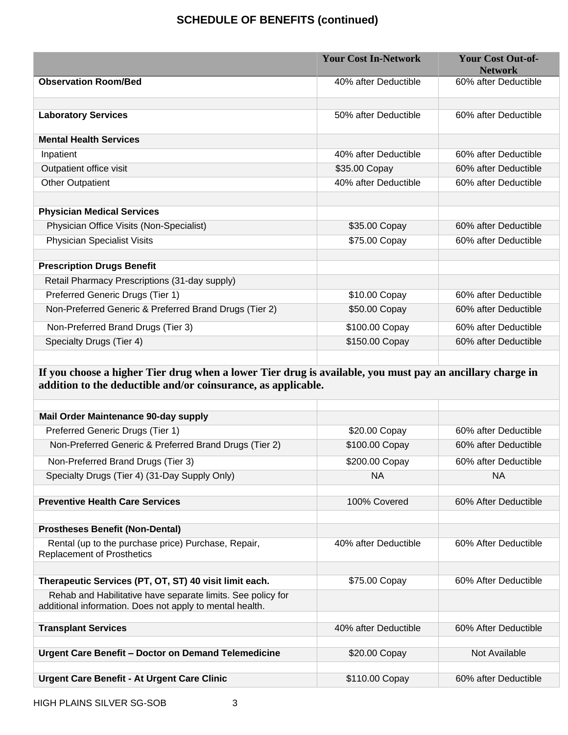## SCHEDULE OF BENEFITS (continued)

| | Your Cost In-Network | Your Cost Out-of-Network |
|---|---|---|
| **Observation Room/Bed** | 40% after Deductible | 60% after Deductible |
| | | |
| **Laboratory Services** | 50% after Deductible | 60% after Deductible |
| **Mental Health Services** | | |
| Inpatient | 40% after Deductible | 60% after Deductible |
| Outpatient office visit | $35.00 Copay | 60% after Deductible |
| Other Outpatient | 40% after Deductible | 60% after Deductible |
| | | |
| **Physician Medical Services** | | |
| Physician Office Visits (Non-Specialist) | $35.00 Copay | 60% after Deductible |
| Physician Specialist Visits | $75.00 Copay | 60% after Deductible |
| | | |
| **Prescription Drugs Benefit** | | |
| Retail Pharmacy Prescriptions (31-day supply) | | |
| Preferred Generic Drugs (Tier 1) | $10.00 Copay | 60% after Deductible |
| Non-Preferred Generic & Preferred Brand Drugs (Tier 2) | $50.00 Copay | 60% after Deductible |
| Non-Preferred Brand Drugs (Tier 3) | $100.00 Copay | 60% after Deductible |
| Specialty Drugs (Tier 4) | $150.00 Copay | 60% after Deductible |
| | | |
| **If you choose a higher Tier drug when a lower Tier drug is available, you must pay an ancillary charge in addition to the deductible and/or coinsurance, as applicable.** | | |
| | | |
| **Mail Order Maintenance 90-day supply** | | |
| Preferred Generic Drugs (Tier 1) | $20.00 Copay | 60% after Deductible |
| Non-Preferred Generic & Preferred Brand Drugs (Tier 2) | $100.00 Copay | 60% after Deductible |
| Non-Preferred Brand Drugs (Tier 3) | $200.00 Copay | 60% after Deductible |
| Specialty Drugs (Tier 4) (31-Day Supply Only) | NA | NA |
| | | |
| **Preventive Health Care Services** | 100% Covered | 60% After Deductible |
| | | |
| **Prostheses Benefit (Non-Dental)** | | |
| Rental (up to the purchase price) Purchase, Repair, Replacement of Prosthetics | 40% after Deductible | 60% After Deductible |
| | | |
| **Therapeutic Services (PT, OT, ST) 40 visit limit each.** | $75.00 Copay | 60% After Deductible |
| Rehab and Habilitative have separate limits. See policy for additional information. Does not apply to mental health. | | |
| | | |
| **Transplant Services** | 40% after Deductible | 60% After Deductible |
| | | |
| **Urgent Care Benefit – Doctor on Demand Telemedicine** | $20.00 Copay | Not Available |
| | | |
| **Urgent Care Benefit - At Urgent Care Clinic** | $110.00 Copay | 60% after Deductible |

HIGH PLAINS SILVER SG-SOB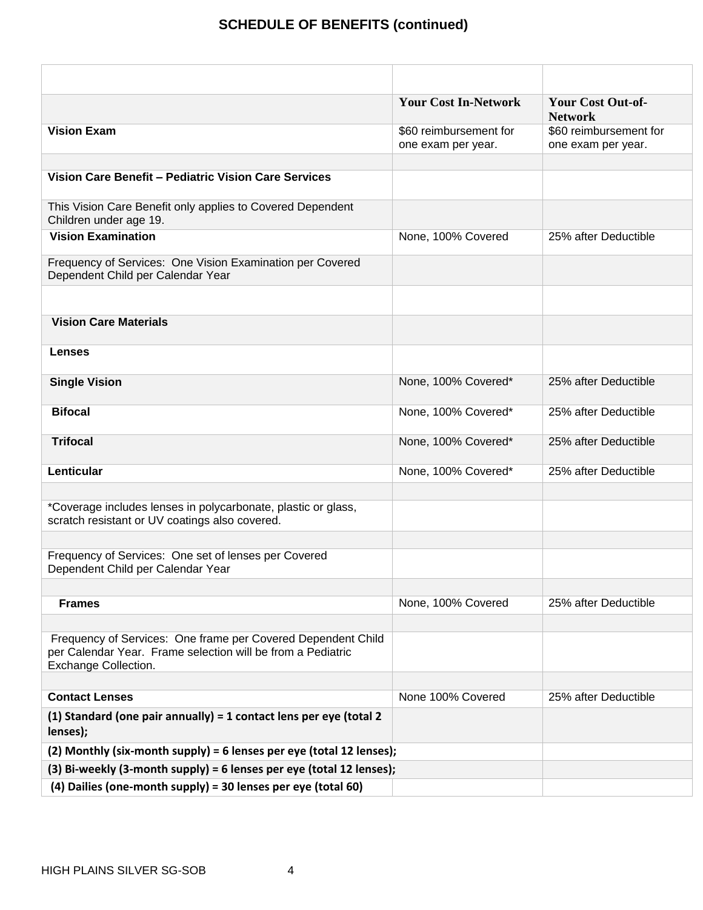# SCHEDULE OF BENEFITS (continued)

| | | |
|---|---|---|
| | **Your Cost In-Network** | **Your Cost Out-of-Network** |
| **Vision Exam** | $60 reimbursement for one exam per year. | $60 reimbursement for one exam per year. |
| | | |
| **Vision Care Benefit – Pediatric Vision Care Services** | | |
| This Vision Care Benefit only applies to Covered Dependent Children under age 19. | | |
| **Vision Examination** | None, 100% Covered | 25% after Deductible |
| Frequency of Services: One Vision Examination per Covered Dependent Child per Calendar Year | | |
| | | |
| **Vision Care Materials** | | |
| **Lenses** | | |
| **Single Vision** | None, 100% Covered* | 25% after Deductible |
| **Bifocal** | None, 100% Covered* | 25% after Deductible |
| **Trifocal** | None, 100% Covered* | 25% after Deductible |
| **Lenticular** | None, 100% Covered* | 25% after Deductible |
| | | |
| *Coverage includes lenses in polycarbonate, plastic or glass, scratch resistant or UV coatings also covered. | | |
| | | |
| Frequency of Services: One set of lenses per Covered Dependent Child per Calendar Year | | |
| | | |
| **Frames** | None, 100% Covered | 25% after Deductible |
| | | |
| Frequency of Services: One frame per Covered Dependent Child per Calendar Year. Frame selection will be from a Pediatric Exchange Collection. | | |
| | | |
| **Contact Lenses** | None 100% Covered | 25% after Deductible |
| **(1) Standard (one pair annually) = 1 contact lens per eye (total 2 lenses);** | | |
| **(2) Monthly (six-month supply) = 6 lenses per eye (total 12 lenses);** | | |
| **(3) Bi-weekly (3-month supply) = 6 lenses per eye (total 12 lenses);** | | |
| **(4) Dailies (one-month supply) = 30 lenses per eye (total 60)** | | |